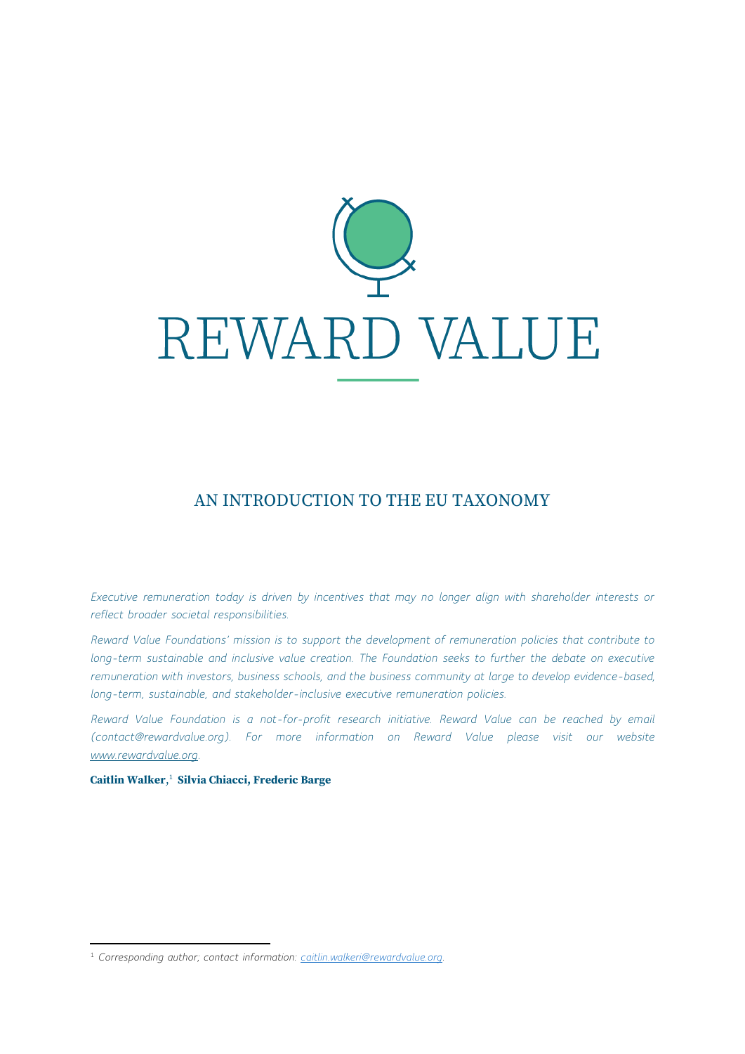# REWARD VALUE

## AN INTRODUCTION TO THE EU TAXONOMY

*Executive remuneration today is driven by incentives that may no longer align with shareholder interests or reflect broader societal responsibilities.*

*Reward Value Foundations' mission is to support the development of remuneration policies that contribute to long-term sustainable and inclusive value creation. The Foundation seeks to further the debate on executive remuneration with investors, business schools, and the business community at large to develop evidence-based, long-term, sustainable, and stakeholder-inclusive executive remuneration policies.*

*Reward Value Foundation is a not-for-profit research initiative. Reward Value can be reached by email (contact@rewardvalue.org). For more information on Reward Value please visit our website [www.rewardvalue.org](www.rewardvalue.org).*

**Caitlin Walker,**[1] **Silvia Chiacci, Frederic Barge**

[1] *Corresponding author; contact information: [caitlin.walkeri@rewardvalue.org](mailto:caitlin.walkeri@rewardvalue.org).*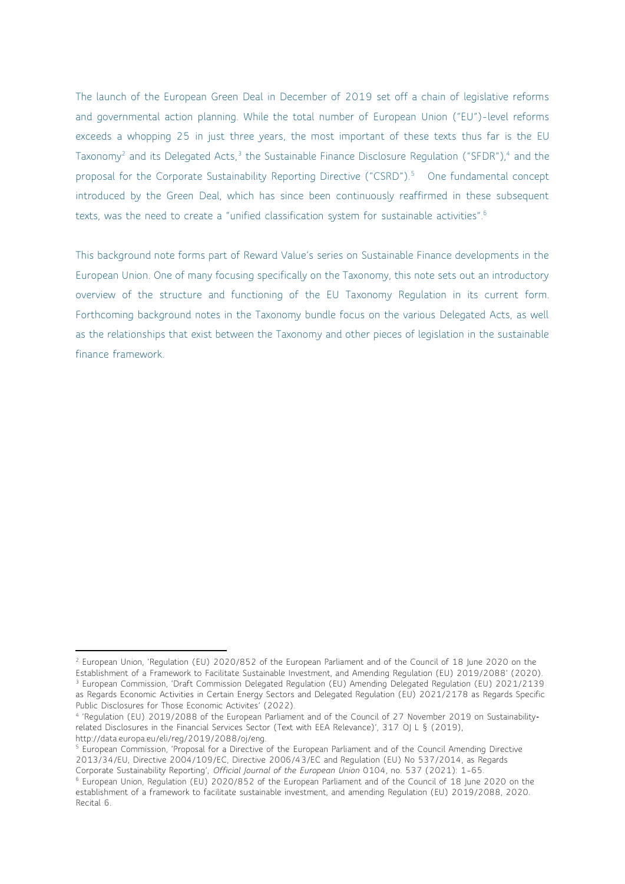The launch of the European Green Deal in December of 2019 set off a chain of legislative reforms and governmental action planning. While the total number of European Union ("EU")-level reforms exceeds a whopping 25 in just three years, the most important of these texts thus far is the EU Taxonomy[2] and its Delegated Acts,[3] the Sustainable Finance Disclosure Regulation ("SFDR"),[4] and the proposal for the Corporate Sustainability Reporting Directive ("CSRD").[5] One fundamental concept introduced by the Green Deal, which has since been continuously reaffirmed in these subsequent texts, was the need to create a "unified classification system for sustainable activities".[6]

This background note forms part of Reward Value's series on Sustainable Finance developments in the European Union. One of many focusing specifically on the Taxonomy, this note sets out an introductory overview of the structure and functioning of the EU Taxonomy Regulation in its current form. Forthcoming background notes in the Taxonomy bundle focus on the various Delegated Acts, as well as the relationships that exist between the Taxonomy and other pieces of legislation in the sustainable finance framework.

---

[2] European Union, 'Regulation (EU) 2020/852 of the European Parliament and of the Council of 18 June 2020 on the Establishment of a Framework to Facilitate Sustainable Investment, and Amending Regulation (EU) 2019/2088' (2020).

[3] European Commission, 'Draft Commission Delegated Regulation (EU) Amending Delegated Regulation (EU) 2021/2139 as Regards Economic Activities in Certain Energy Sectors and Delegated Regulation (EU) 2021/2178 as Regards Specific Public Disclosures for Those Economic Activites' (2022).

[4] 'Regulation (EU) 2019/2088 of the European Parliament and of the Council of 27 November 2019 on Sustainability-related Disclosures in the Financial Services Sector (Text with EEA Relevance)', 317 OJ L § (2019), http://data.europa.eu/eli/reg/2019/2088/oj/eng.

[5] European Commission, 'Proposal for a Directive of the European Parliament and of the Council Amending Directive 2013/34/EU, Directive 2004/109/EC, Directive 2006/43/EC and Regulation (EU) No 537/2014, as Regards Corporate Sustainability Reporting', *Official Journal of the European Union* 0104, no. 537 (2021): 1–65.

[6] European Union, Regulation (EU) 2020/852 of the European Parliament and of the Council of 18 June 2020 on the establishment of a framework to facilitate sustainable investment, and amending Regulation (EU) 2019/2088, 2020. Recital 6.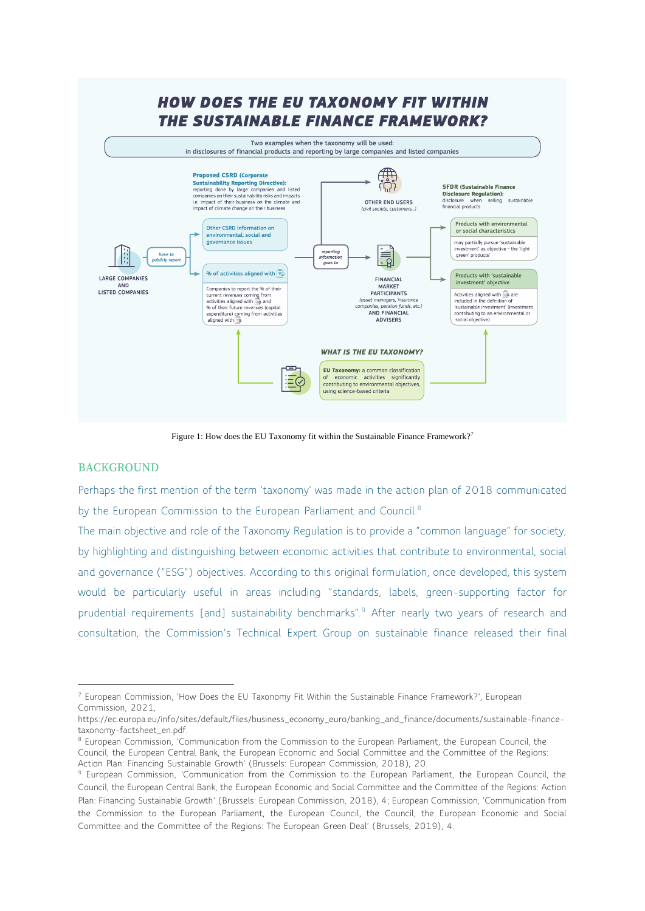## HOW DOES THE EU TAXONOMY FIT WITHIN THE SUSTAINABLE FINANCE FRAMEWORK?

Two examples when the taxonomy will be used:
in disclosures of financial products and reporting by large companies and listed companies

**Proposed CSRD (Corporate Sustainability Reporting Directive):** reporting done by large companies and listed companies on their sustainability risks and impacts i.e. impact of their business on the climate and impact of climate change on their business

LARGE COMPANIES AND LISTED COMPANIES

*have to publicly report*

Other CSRD information on environmental, social and governance issues

% of activities aligned with [taxonomy]

Companies to report the % of their current revenues coming from activities aligned with [taxonomy] and % of their future revenues (capital expenditure) coming from activities aligned with [taxonomy]

*reporting information goes to*

OTHER END USERS *(civil society, customers...)*

FINANCIAL MARKET PARTICIPANTS *(asset managers, insurance companies, pension funds, etc.)* AND FINANCIAL ADVISERS

**SFDR (Sustainable Finance Disclosure Regulation):** disclosure when selling sustainable financial products

Products with environmental or social characteristics

may partially pursue 'sustainable investment' as objective – the 'light green' products

Products with 'sustainable investment' objective

Activities aligned with [taxonomy] are included in the definition of 'sustainable investment' (investment contributing to an environmental or social objective)

***WHAT IS THE EU TAXONOMY?***

**EU Taxonomy:** a common classification of economic activities significantly contributing to environmental objectives, using science-based criteria

Figure 1: How does the EU Taxonomy fit within the Sustainable Finance Framework?[7]

## BACKGROUND

Perhaps the first mention of the term 'taxonomy' was made in the action plan of 2018 communicated by the European Commission to the European Parliament and Council.[8]

The main objective and role of the Taxonomy Regulation is to provide a "common language" for society, by highlighting and distinguishing between economic activities that contribute to environmental, social and governance ("ESG") objectives. According to this original formulation, once developed, this system would be particularly useful in areas including "standards, labels, green-supporting factor for prudential requirements [and] sustainability benchmarks".[9] After nearly two years of research and consultation, the Commission's Technical Expert Group on sustainable finance released their final

---

[7] European Commission, 'How Does the EU Taxonomy Fit Within the Sustainable Finance Framework?', European Commission, 2021, https://ec.europa.eu/info/sites/default/files/business_economy_euro/banking_and_finance/documents/sustainable-finance-taxonomy-factsheet_en.pdf.

[8] European Commission, 'Communication from the Commission to the European Parliament, the European Council, the Council, the European Central Bank, the European Economic and Social Committee and the Committee of the Regions: Action Plan: Financing Sustainable Growth' (Brussels: European Commission, 2018), 20.

[9] European Commission, 'Communication from the Commission to the European Parliament, the European Council, the Council, the European Central Bank, the European Economic and Social Committee and the Committee of the Regions: Action Plan: Financing Sustainable Growth' (Brussels: European Commission, 2018), 4; European Commission, 'Communication from the Commission to the European Parliament, the European Council, the Council, the European Economic and Social Committee and the Committee of the Regions: The European Green Deal' (Brussels, 2019), 4.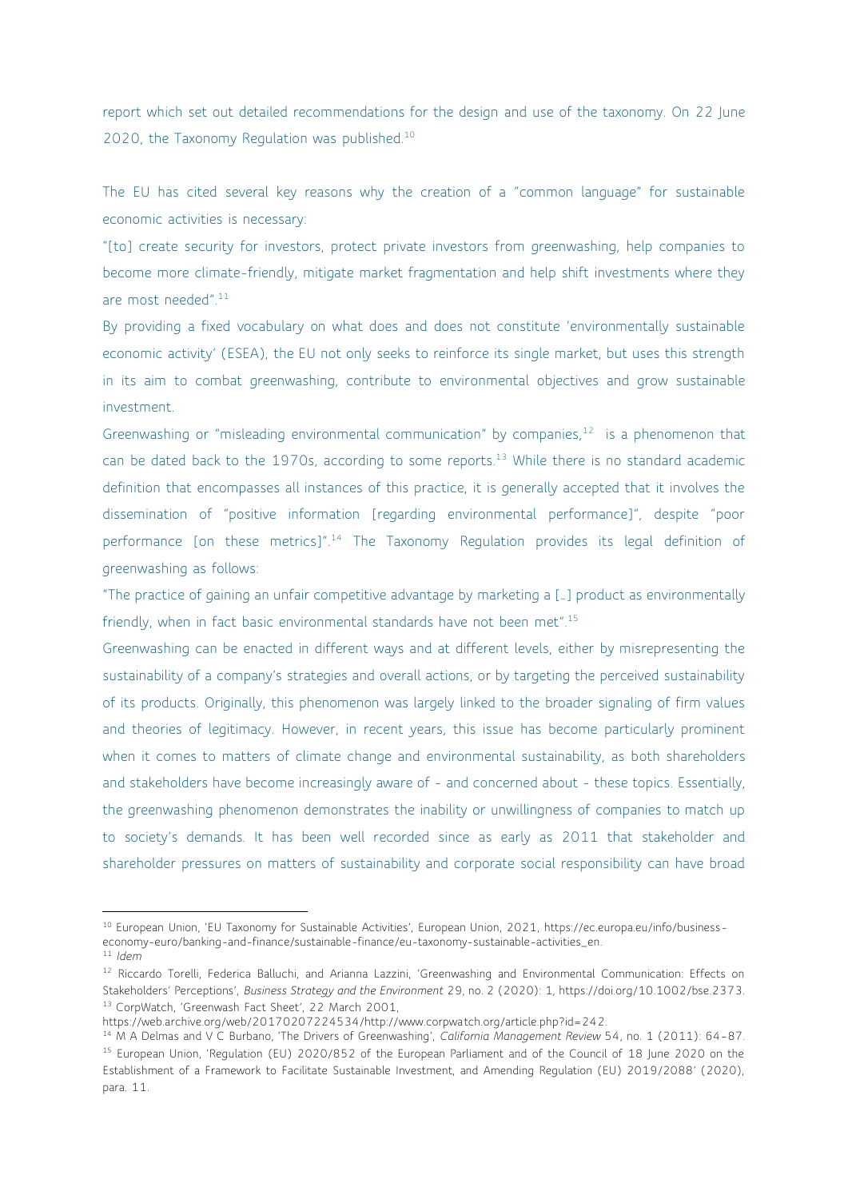report which set out detailed recommendations for the design and use of the taxonomy. On 22 June 2020, the Taxonomy Regulation was published.[10]

The EU has cited several key reasons why the creation of a "common language" for sustainable economic activities is necessary:

"[to] create security for investors, protect private investors from greenwashing, help companies to become more climate-friendly, mitigate market fragmentation and help shift investments where they are most needed".[11]

By providing a fixed vocabulary on what does and does not constitute 'environmentally sustainable economic activity' (ESEA), the EU not only seeks to reinforce its single market, but uses this strength in its aim to combat greenwashing, contribute to environmental objectives and grow sustainable investment.

Greenwashing or "misleading environmental communication" by companies,[12] is a phenomenon that can be dated back to the 1970s, according to some reports.[13] While there is no standard academic definition that encompasses all instances of this practice, it is generally accepted that it involves the dissemination of "positive information [regarding environmental performance]", despite "poor performance [on these metrics]".[14] The Taxonomy Regulation provides its legal definition of greenwashing as follows:

"The practice of gaining an unfair competitive advantage by marketing a [...] product as environmentally friendly, when in fact basic environmental standards have not been met".[15]

Greenwashing can be enacted in different ways and at different levels, either by misrepresenting the sustainability of a company's strategies and overall actions, or by targeting the perceived sustainability of its products. Originally, this phenomenon was largely linked to the broader signaling of firm values and theories of legitimacy. However, in recent years, this issue has become particularly prominent when it comes to matters of climate change and environmental sustainability, as both shareholders and stakeholders have become increasingly aware of - and concerned about - these topics. Essentially, the greenwashing phenomenon demonstrates the inability or unwillingness of companies to match up to society's demands. It has been well recorded since as early as 2011 that stakeholder and shareholder pressures on matters of sustainability and corporate social responsibility can have broad

[10] European Union, 'EU Taxonomy for Sustainable Activities', European Union, 2021, https://ec.europa.eu/info/business-economy-euro/banking-and-finance/sustainable-finance/eu-taxonomy-sustainable-activities_en.

[11] *Idem*

[12] Riccardo Torelli, Federica Balluchi, and Arianna Lazzini, 'Greenwashing and Environmental Communication: Effects on Stakeholders' Perceptions', *Business Strategy and the Environment* 29, no. 2 (2020): 1, https://doi.org/10.1002/bse.2373.

[13] CorpWatch, 'Greenwash Fact Sheet', 22 March 2001, https://web.archive.org/web/20170207224534/http://www.corpwatch.org/article.php?id=242.

[14] M A Delmas and V C Burbano, 'The Drivers of Greenwashing', *California Management Review* 54, no. 1 (2011): 64–87.

[15] European Union, 'Regulation (EU) 2020/852 of the European Parliament and of the Council of 18 June 2020 on the Establishment of a Framework to Facilitate Sustainable Investment, and Amending Regulation (EU) 2019/2088' (2020), para. 11.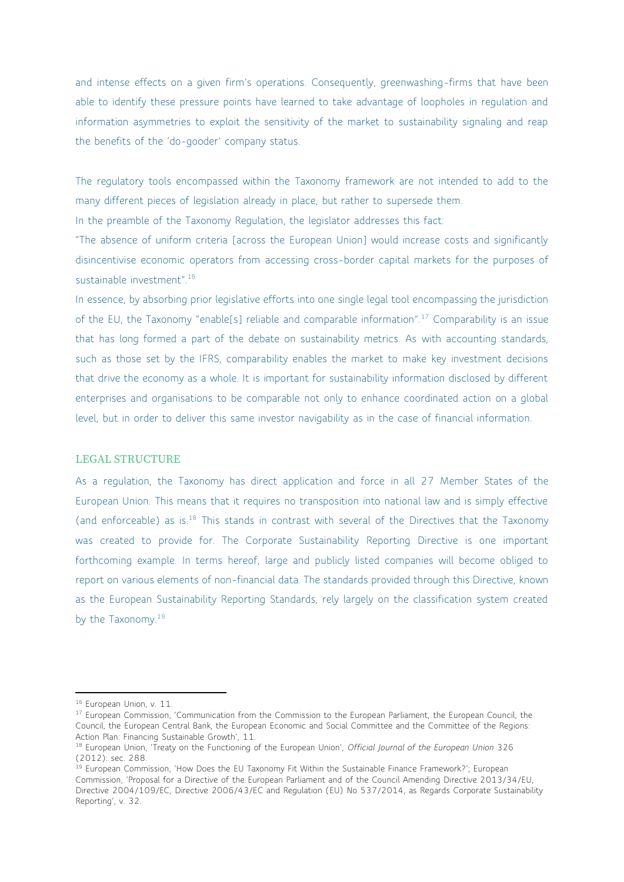and intense effects on a given firm's operations. Consequently, greenwashing-firms that have been able to identify these pressure points have learned to take advantage of loopholes in regulation and information asymmetries to exploit the sensitivity of the market to sustainability signaling and reap the benefits of the 'do-gooder' company status.

The regulatory tools encompassed within the Taxonomy framework are not intended to add to the many different pieces of legislation already in place, but rather to supersede them.

In the preamble of the Taxonomy Regulation, the legislator addresses this fact:

"The absence of uniform criteria [across the European Union] would increase costs and significantly disincentivise economic operators from accessing cross-border capital markets for the purposes of sustainable investment".[16]

In essence, by absorbing prior legislative efforts into one single legal tool encompassing the jurisdiction of the EU, the Taxonomy "enable[s] reliable and comparable information".[17] Comparability is an issue that has long formed a part of the debate on sustainability metrics. As with accounting standards, such as those set by the IFRS, comparability enables the market to make key investment decisions that drive the economy as a whole. It is important for sustainability information disclosed by different enterprises and organisations to be comparable not only to enhance coordinated action on a global level, but in order to deliver this same investor navigability as in the case of financial information.

## LEGAL STRUCTURE

As a regulation, the Taxonomy has direct application and force in all 27 Member States of the European Union. This means that it requires no transposition into national law and is simply effective (and enforceable) as is.[18] This stands in contrast with several of the Directives that the Taxonomy was created to provide for. The Corporate Sustainability Reporting Directive is one important forthcoming example. In terms hereof, large and publicly listed companies will become obliged to report on various elements of non-financial data. The standards provided through this Directive, known as the European Sustainability Reporting Standards, rely largely on the classification system created by the Taxonomy.[19]

---

[16] European Union, v. 11.

[17] European Commission, 'Communication from the Commission to the European Parliament, the European Council, the Council, the European Central Bank, the European Economic and Social Committee and the Committee of the Regions: Action Plan: Financing Sustainable Growth', 11.

[18] European Union, 'Treaty on the Functioning of the European Union', *Official Journal of the European Union* 326 (2012): sec. 288.

[19] European Commission, 'How Does the EU Taxonomy Fit Within the Sustainable Finance Framework?'; European Commission, 'Proposal for a Directive of the European Parliament and of the Council Amending Directive 2013/34/EU, Directive 2004/109/EC, Directive 2006/43/EC and Regulation (EU) No 537/2014, as Regards Corporate Sustainability Reporting', v. 32.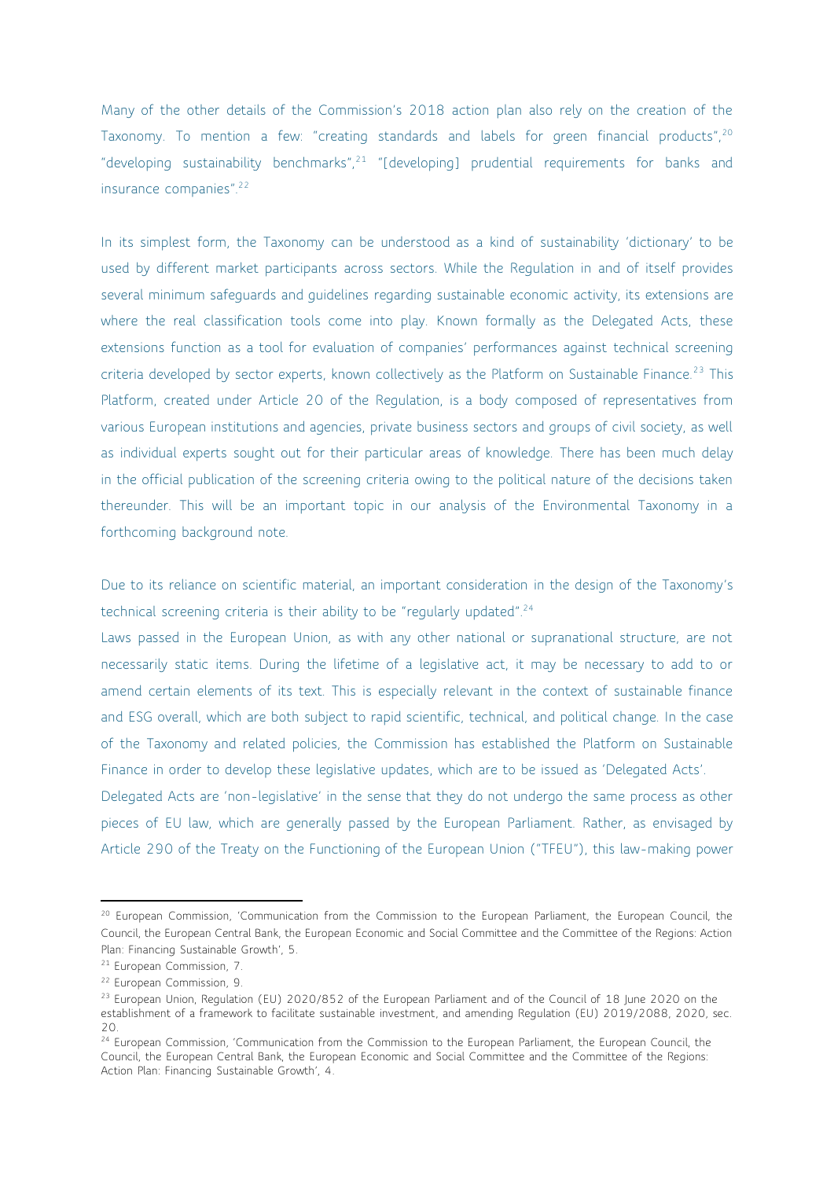Many of the other details of the Commission's 2018 action plan also rely on the creation of the Taxonomy. To mention a few: "creating standards and labels for green financial products",[20] "developing sustainability benchmarks",[21] "[developing] prudential requirements for banks and insurance companies".[22]

In its simplest form, the Taxonomy can be understood as a kind of sustainability 'dictionary' to be used by different market participants across sectors. While the Regulation in and of itself provides several minimum safeguards and guidelines regarding sustainable economic activity, its extensions are where the real classification tools come into play. Known formally as the Delegated Acts, these extensions function as a tool for evaluation of companies' performances against technical screening criteria developed by sector experts, known collectively as the Platform on Sustainable Finance.[23] This Platform, created under Article 20 of the Regulation, is a body composed of representatives from various European institutions and agencies, private business sectors and groups of civil society, as well as individual experts sought out for their particular areas of knowledge. There has been much delay in the official publication of the screening criteria owing to the political nature of the decisions taken thereunder. This will be an important topic in our analysis of the Environmental Taxonomy in a forthcoming background note.

Due to its reliance on scientific material, an important consideration in the design of the Taxonomy's technical screening criteria is their ability to be "regularly updated".[24]

Laws passed in the European Union, as with any other national or supranational structure, are not necessarily static items. During the lifetime of a legislative act, it may be necessary to add to or amend certain elements of its text. This is especially relevant in the context of sustainable finance and ESG overall, which are both subject to rapid scientific, technical, and political change. In the case of the Taxonomy and related policies, the Commission has established the Platform on Sustainable Finance in order to develop these legislative updates, which are to be issued as 'Delegated Acts'.

Delegated Acts are 'non-legislative' in the sense that they do not undergo the same process as other pieces of EU law, which are generally passed by the European Parliament. Rather, as envisaged by Article 290 of the Treaty on the Functioning of the European Union ("TFEU"), this law-making power

---

[20] European Commission, 'Communication from the Commission to the European Parliament, the European Council, the Council, the European Central Bank, the European Economic and Social Committee and the Committee of the Regions: Action Plan: Financing Sustainable Growth', 5.

[21] European Commission, 7.

[22] European Commission, 9.

[23] European Union, Regulation (EU) 2020/852 of the European Parliament and of the Council of 18 June 2020 on the establishment of a framework to facilitate sustainable investment, and amending Regulation (EU) 2019/2088, 2020, sec. 20.

[24] European Commission, 'Communication from the Commission to the European Parliament, the European Council, the Council, the European Central Bank, the European Economic and Social Committee and the Committee of the Regions: Action Plan: Financing Sustainable Growth', 4.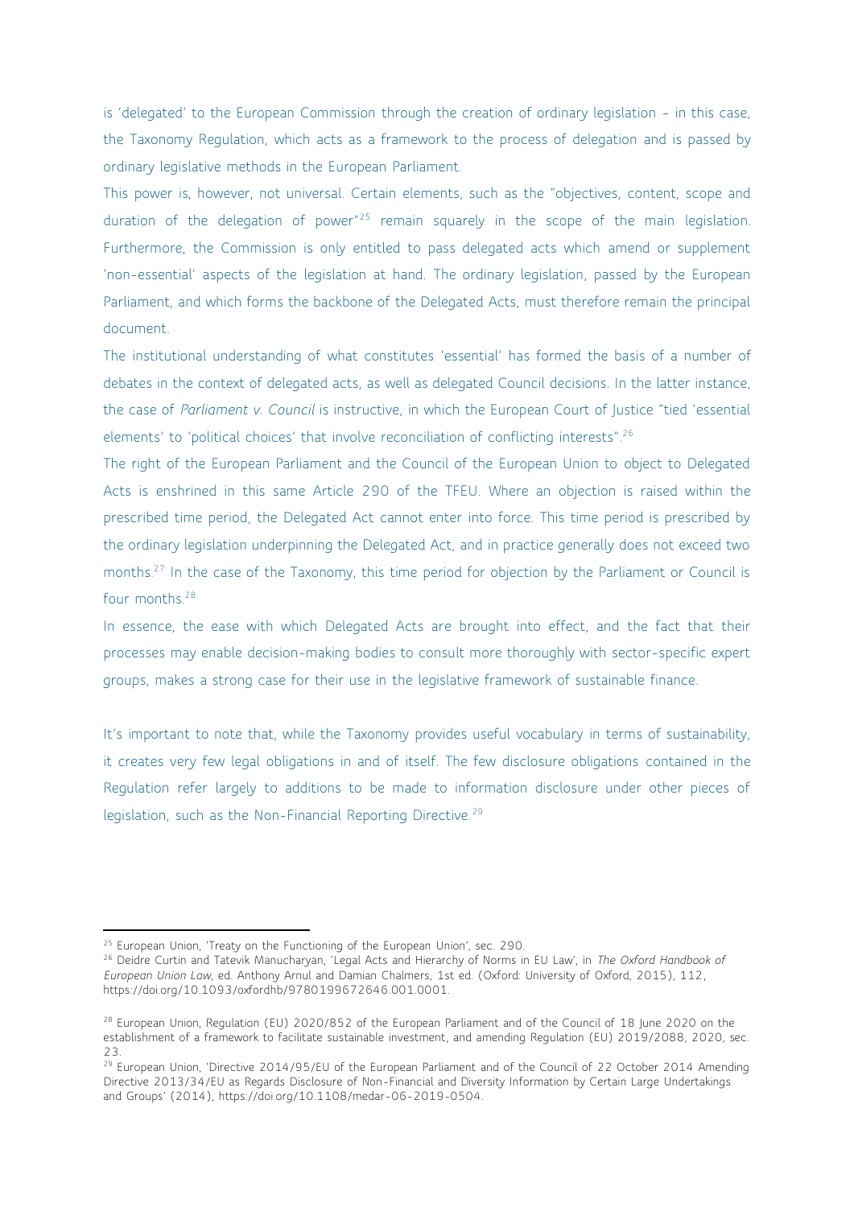is 'delegated' to the European Commission through the creation of ordinary legislation – in this case, the Taxonomy Regulation, which acts as a framework to the process of delegation and is passed by ordinary legislative methods in the European Parliament.

This power is, however, not universal. Certain elements, such as the "objectives, content, scope and duration of the delegation of power"[25] remain squarely in the scope of the main legislation. Furthermore, the Commission is only entitled to pass delegated acts which amend or supplement 'non-essential' aspects of the legislation at hand. The ordinary legislation, passed by the European Parliament, and which forms the backbone of the Delegated Acts, must therefore remain the principal document.

The institutional understanding of what constitutes 'essential' has formed the basis of a number of debates in the context of delegated acts, as well as delegated Council decisions. In the latter instance, the case of *Parliament v. Council* is instructive, in which the European Court of Justice "tied 'essential elements' to 'political choices' that involve reconciliation of conflicting interests".[26]

The right of the European Parliament and the Council of the European Union to object to Delegated Acts is enshrined in this same Article 290 of the TFEU. Where an objection is raised within the prescribed time period, the Delegated Act cannot enter into force. This time period is prescribed by the ordinary legislation underpinning the Delegated Act, and in practice generally does not exceed two months.[27] In the case of the Taxonomy, this time period for objection by the Parliament or Council is four months.[28]

In essence, the ease with which Delegated Acts are brought into effect, and the fact that their processes may enable decision-making bodies to consult more thoroughly with sector-specific expert groups, makes a strong case for their use in the legislative framework of sustainable finance.

It's important to note that, while the Taxonomy provides useful vocabulary in terms of sustainability, it creates very few legal obligations in and of itself. The few disclosure obligations contained in the Regulation refer largely to additions to be made to information disclosure under other pieces of legislation, such as the Non-Financial Reporting Directive.[29]

---

[25] European Union, 'Treaty on the Functioning of the European Union', sec. 290.

[26] Deidre Curtin and Tatevik Manucharyan, 'Legal Acts and Hierarchy of Norms in EU Law', in *The Oxford Handbook of European Union Law*, ed. Anthony Arnul and Damian Chalmers, 1st ed. (Oxford: University of Oxford, 2015), 112, https://doi.org/10.1093/oxfordhb/9780199672646.001.0001.

[28] European Union, Regulation (EU) 2020/852 of the European Parliament and of the Council of 18 June 2020 on the establishment of a framework to facilitate sustainable investment, and amending Regulation (EU) 2019/2088, 2020, sec. 23.

[29] European Union, 'Directive 2014/95/EU of the European Parliament and of the Council of 22 October 2014 Amending Directive 2013/34/EU as Regards Disclosure of Non-Financial and Diversity Information by Certain Large Undertakings and Groups' (2014), https://doi.org/10.1108/medar-06-2019-0504.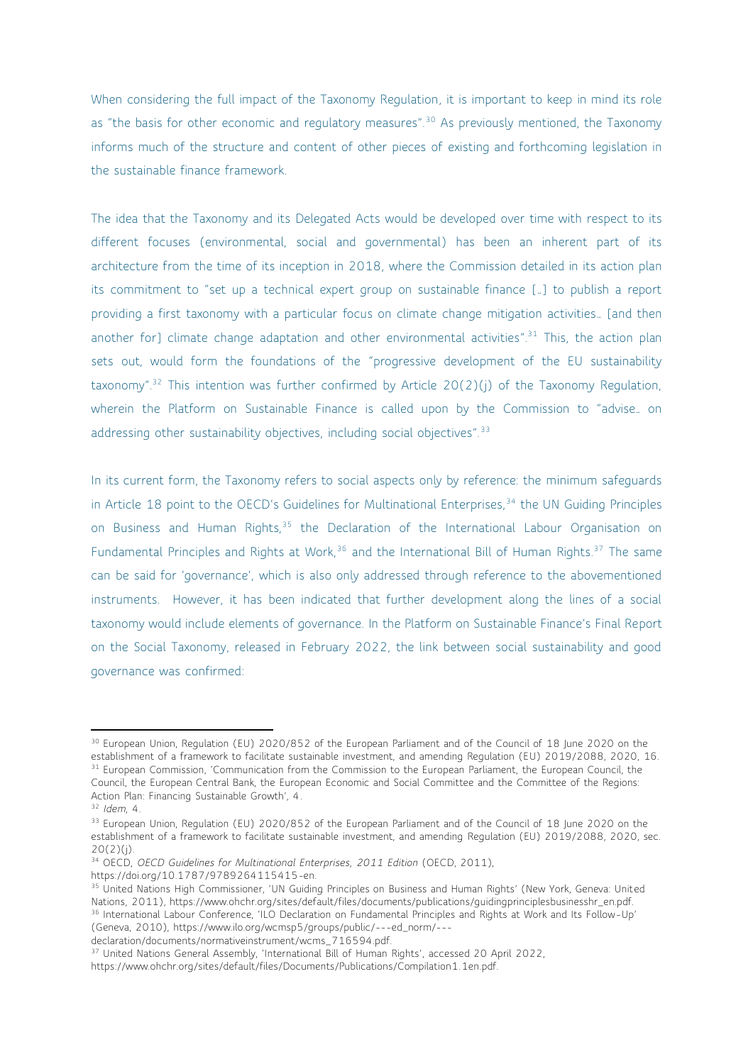When considering the full impact of the Taxonomy Regulation, it is important to keep in mind its role as "the basis for other economic and regulatory measures".[30] As previously mentioned, the Taxonomy informs much of the structure and content of other pieces of existing and forthcoming legislation in the sustainable finance framework.

The idea that the Taxonomy and its Delegated Acts would be developed over time with respect to its different focuses (environmental, social and governmental) has been an inherent part of its architecture from the time of its inception in 2018, where the Commission detailed in its action plan its commitment to "set up a technical expert group on sustainable finance [..] to publish a report providing a first taxonomy with a particular focus on climate change mitigation activities… [and then another for] climate change adaptation and other environmental activities".[31] This, the action plan sets out, would form the foundations of the "progressive development of the EU sustainability taxonomy".[32] This intention was further confirmed by Article 20(2)(j) of the Taxonomy Regulation, wherein the Platform on Sustainable Finance is called upon by the Commission to "advise… on addressing other sustainability objectives, including social objectives".[33]

In its current form, the Taxonomy refers to social aspects only by reference: the minimum safeguards in Article 18 point to the OECD's Guidelines for Multinational Enterprises,[34] the UN Guiding Principles on Business and Human Rights,[35] the Declaration of the International Labour Organisation on Fundamental Principles and Rights at Work,[36] and the International Bill of Human Rights.[37] The same can be said for 'governance', which is also only addressed through reference to the abovementioned instruments. However, it has been indicated that further development along the lines of a social taxonomy would include elements of governance. In the Platform on Sustainable Finance's Final Report on the Social Taxonomy, released in February 2022, the link between social sustainability and good governance was confirmed:

---

[30] European Union, Regulation (EU) 2020/852 of the European Parliament and of the Council of 18 June 2020 on the establishment of a framework to facilitate sustainable investment, and amending Regulation (EU) 2019/2088, 2020, 16.

[31] European Commission, 'Communication from the Commission to the European Parliament, the European Council, the Council, the European Central Bank, the European Economic and Social Committee and the Committee of the Regions: Action Plan: Financing Sustainable Growth', 4.

[32] *Idem*, 4.

[33] European Union, Regulation (EU) 2020/852 of the European Parliament and of the Council of 18 June 2020 on the establishment of a framework to facilitate sustainable investment, and amending Regulation (EU) 2019/2088, 2020, sec. 20(2)(j).

[34] OECD, *OECD Guidelines for Multinational Enterprises, 2011 Edition* (OECD, 2011), https://doi.org/10.1787/9789264115415-en.

[35] United Nations High Commissioner, 'UN Guiding Principles on Business and Human Rights' (New York, Geneva: United Nations, 2011), https://www.ohchr.org/sites/default/files/documents/publications/guidingprinciplesbusinesshr_en.pdf.

[36] International Labour Conference, 'ILO Declaration on Fundamental Principles and Rights at Work and Its Follow-Up' (Geneva, 2010), https://www.ilo.org/wcmsp5/groups/public/---ed_norm/---declaration/documents/normativeinstrument/wcms_716594.pdf.

[37] United Nations General Assembly, 'International Bill of Human Rights', accessed 20 April 2022, https://www.ohchr.org/sites/default/files/Documents/Publications/Compilation1.1en.pdf.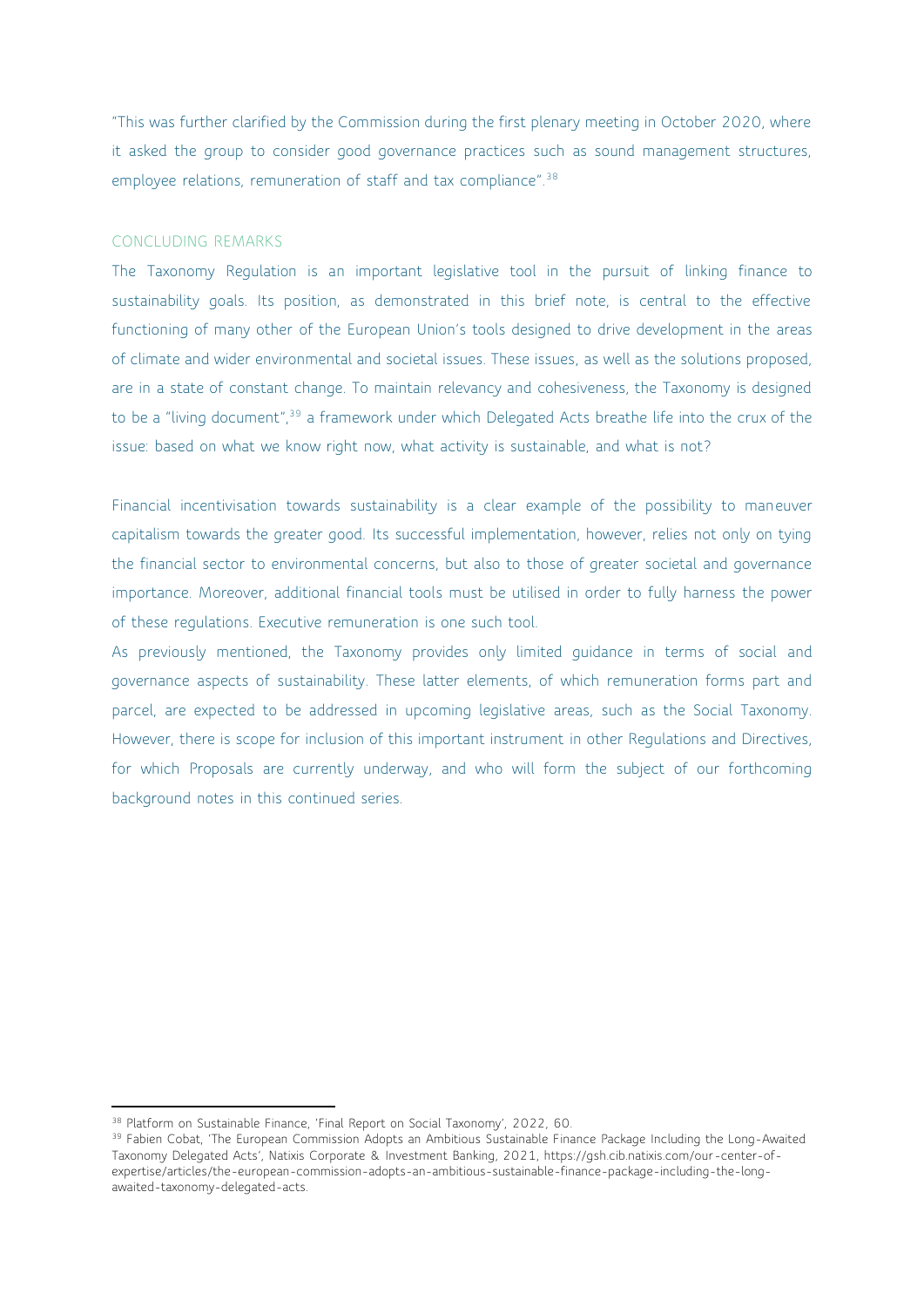"This was further clarified by the Commission during the first plenary meeting in October 2020, where it asked the group to consider good governance practices such as sound management structures, employee relations, remuneration of staff and tax compliance".[38]

## CONCLUDING REMARKS

The Taxonomy Regulation is an important legislative tool in the pursuit of linking finance to sustainability goals. Its position, as demonstrated in this brief note, is central to the effective functioning of many other of the European Union's tools designed to drive development in the areas of climate and wider environmental and societal issues. These issues, as well as the solutions proposed, are in a state of constant change. To maintain relevancy and cohesiveness, the Taxonomy is designed to be a "living document",[39] a framework under which Delegated Acts breathe life into the crux of the issue: based on what we know right now, what activity is sustainable, and what is not?

Financial incentivisation towards sustainability is a clear example of the possibility to maneuver capitalism towards the greater good. Its successful implementation, however, relies not only on tying the financial sector to environmental concerns, but also to those of greater societal and governance importance. Moreover, additional financial tools must be utilised in order to fully harness the power of these regulations. Executive remuneration is one such tool.

As previously mentioned, the Taxonomy provides only limited guidance in terms of social and governance aspects of sustainability. These latter elements, of which remuneration forms part and parcel, are expected to be addressed in upcoming legislative areas, such as the Social Taxonomy. However, there is scope for inclusion of this important instrument in other Regulations and Directives, for which Proposals are currently underway, and who will form the subject of our forthcoming background notes in this continued series.

---

[38] Platform on Sustainable Finance, 'Final Report on Social Taxonomy', 2022, 60.

[39] Fabien Cobat, 'The European Commission Adopts an Ambitious Sustainable Finance Package Including the Long-Awaited Taxonomy Delegated Acts', Natixis Corporate & Investment Banking, 2021, https://gsh.cib.natixis.com/our-center-of-expertise/articles/the-european-commission-adopts-an-ambitious-sustainable-finance-package-including-the-long-awaited-taxonomy-delegated-acts.